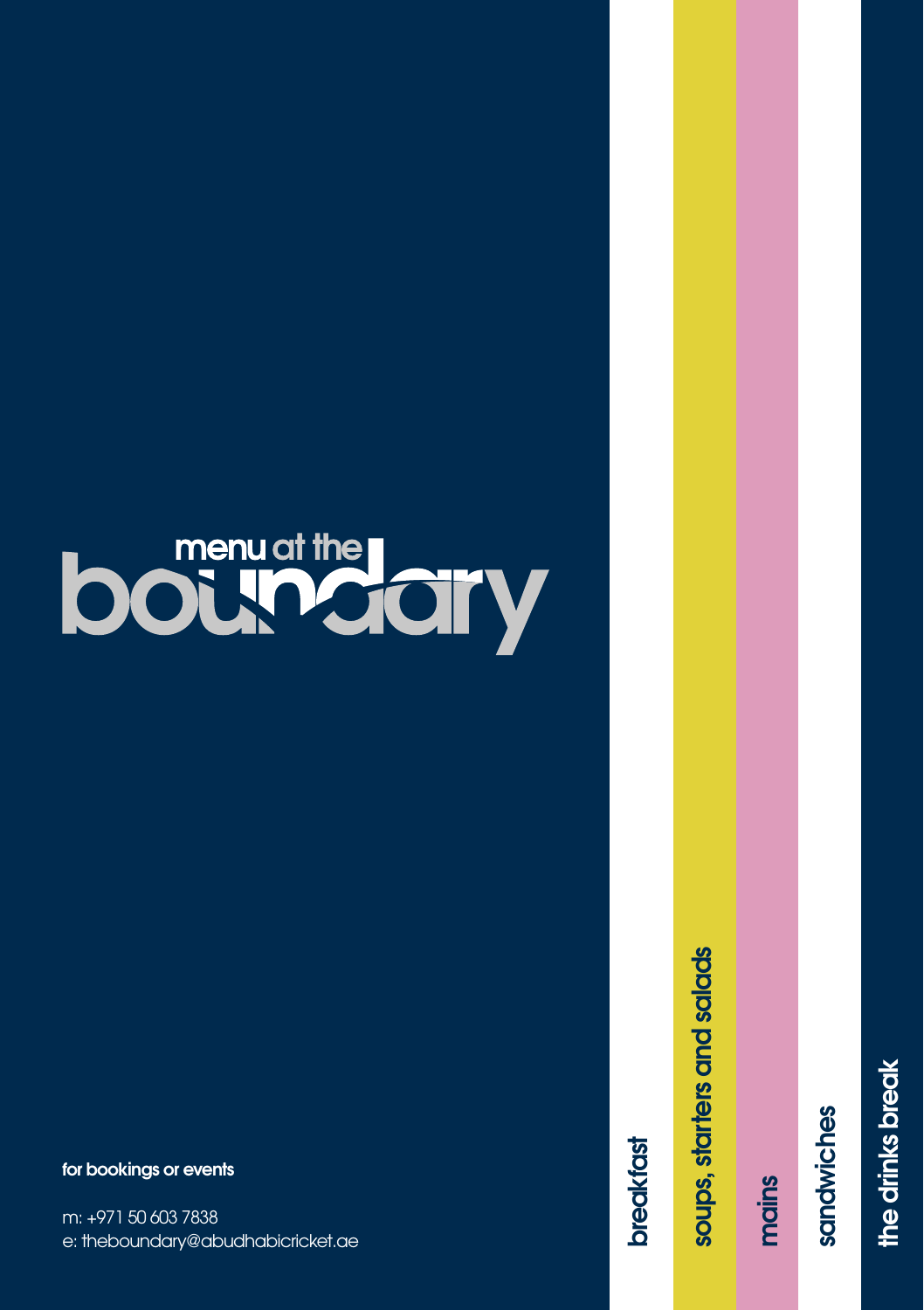# menu at the boundary

**for bookings or events**

m: +971 50 603 7838
e: theboundary@abudhabicricket.ae

- breakfast
- soups, starters and salads
- mains
- sandwiches
- the drinks break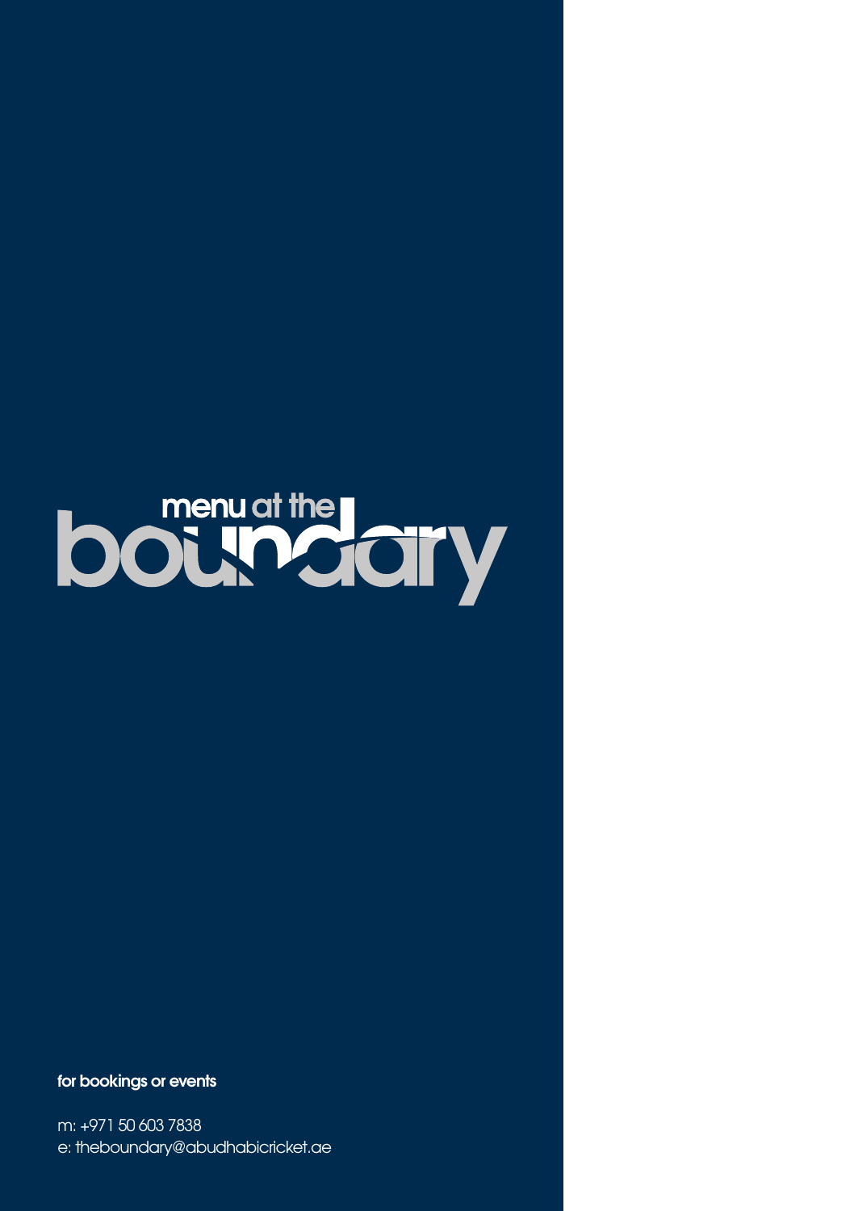# menu at the boundary

**for bookings or events**

m: +971 50 603 7838
e: theboundary@abudhabicricket.ae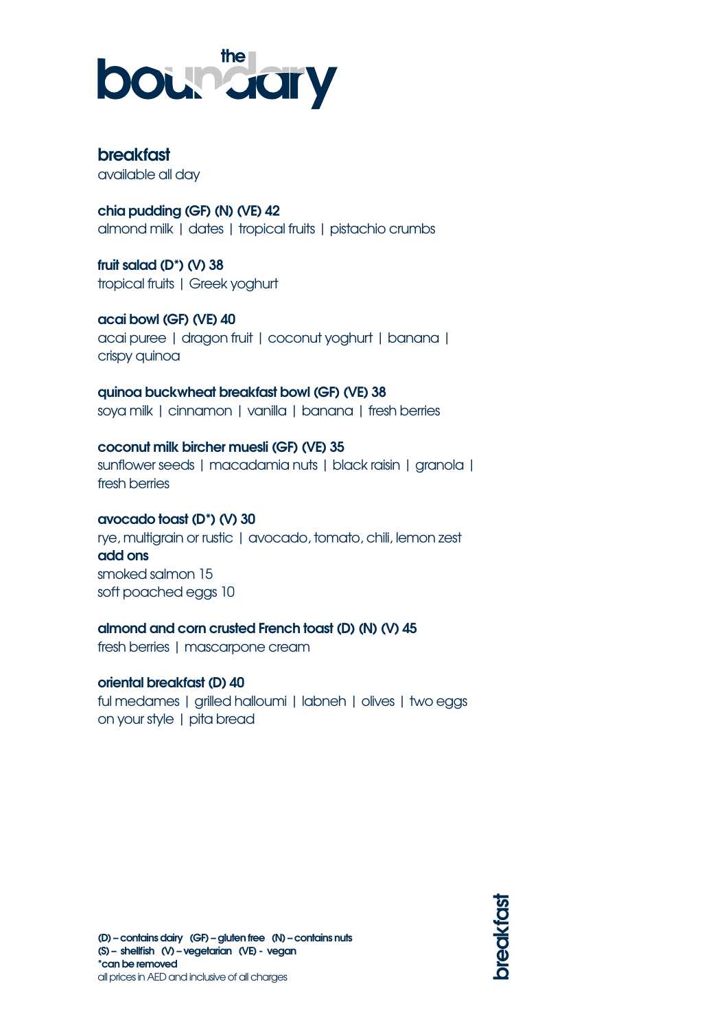# the boundary

## breakfast

available all day

**chia pudding (GF) (N) (VE) 42**
almond milk | dates | tropical fruits | pistachio crumbs

**fruit salad (D*) (V) 38**
tropical fruits | Greek yoghurt

**acai bowl (GF) (VE) 40**
acai puree | dragon fruit | coconut yoghurt | banana | crispy quinoa

**quinoa buckwheat breakfast bowl (GF) (VE) 38**
soya milk | cinnamon | vanilla | banana | fresh berries

**coconut milk bircher muesli (GF) (VE) 35**
sunflower seeds | macadamia nuts | black raisin | granola | fresh berries

**avocado toast (D*) (V) 30**
rye, multigrain or rustic | avocado, tomato, chili, lemon zest
**add ons**
smoked salmon 15
soft poached eggs 10

**almond and corn crusted French toast (D) (N) (V) 45**
fresh berries | mascarpone cream

**oriental breakfast (D) 40**
ful medames | grilled halloumi | labneh | olives | two eggs on your style | pita bread

**(D) – contains dairy (GF) – gluten free (N) – contains nuts**
**(S) – shellfish (V) – vegetarian (VE) - vegan**
**\*can be removed**
all prices in AED and inclusive of all charges

breakfast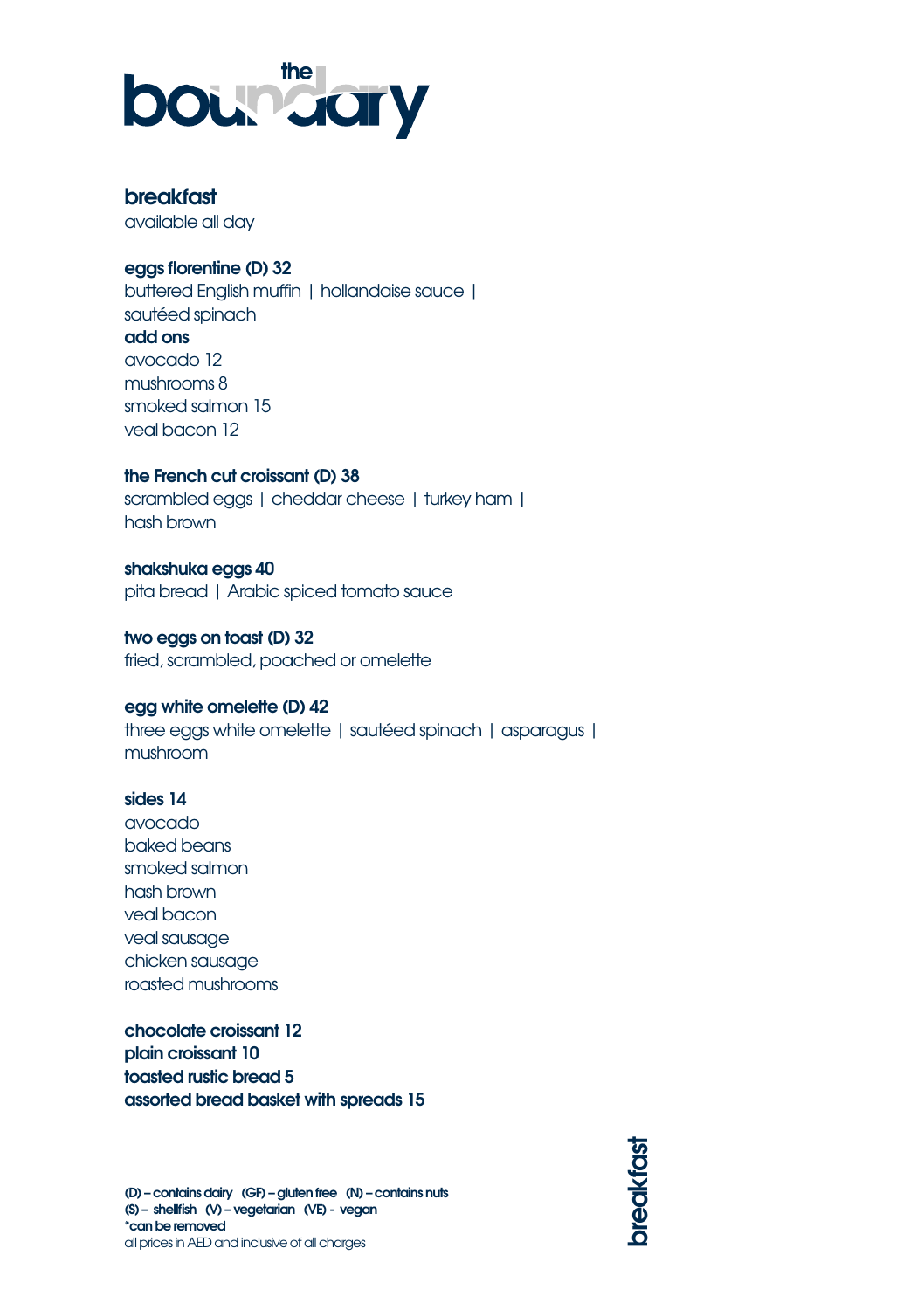# the boundary

## breakfast

available all day

**eggs florentine (D) 32**
buttered English muffin | hollandaise sauce | sautéed spinach

**add ons**
avocado 12
mushrooms 8
smoked salmon 15
veal bacon 12

**the French cut croissant (D) 38**
scrambled eggs | cheddar cheese | turkey ham | hash brown

**shakshuka eggs 40**
pita bread | Arabic spiced tomato sauce

**two eggs on toast (D) 32**
fried, scrambled, poached or omelette

**egg white omelette (D) 42**
three eggs white omelette | sautéed spinach | asparagus | mushroom

**sides 14**
avocado
baked beans
smoked salmon
hash brown
veal bacon
veal sausage
chicken sausage
roasted mushrooms

**chocolate croissant 12**
**plain croissant 10**
**toasted rustic bread 5**
**assorted bread basket with spreads 15**

**(D) – contains dairy (GF) – gluten free (N) – contains nuts**
**(S) – shellfish (V) – vegetarian (VE) - vegan**
***can be removed**
all prices in AED and inclusive of all charges

breakfast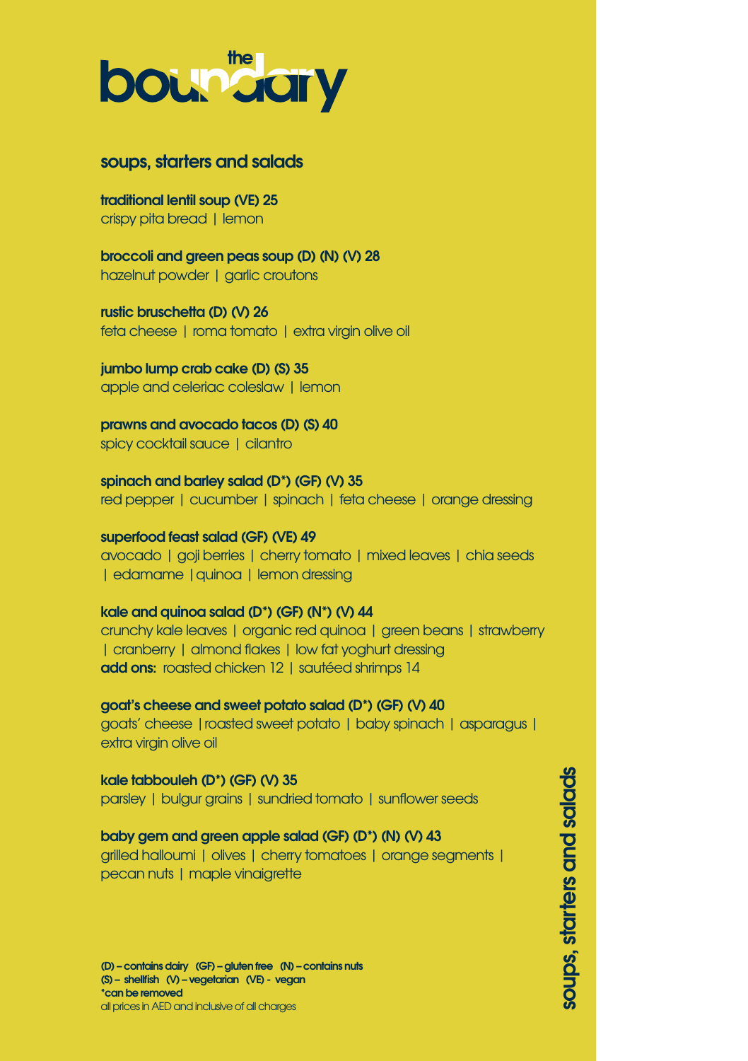# the boundary

## soups, starters and salads

**traditional lentil soup (VE) 25**
crispy pita bread | lemon

**broccoli and green peas soup (D) (N) (V) 28**
hazelnut powder | garlic croutons

**rustic bruschetta (D) (V) 26**
feta cheese | roma tomato | extra virgin olive oil

**jumbo lump crab cake (D) (S) 35**
apple and celeriac coleslaw | lemon

**prawns and avocado tacos (D) (S) 40**
spicy cocktail sauce | cilantro

**spinach and barley salad (D*) (GF) (V) 35**
red pepper | cucumber | spinach | feta cheese | orange dressing

**superfood feast salad (GF) (VE) 49**
avocado | goji berries | cherry tomato | mixed leaves | chia seeds | edamame | quinoa | lemon dressing

**kale and quinoa salad (D*) (GF) (N*) (V) 44**
crunchy kale leaves | organic red quinoa | green beans | strawberry | cranberry | almond flakes | low fat yoghurt dressing
**add ons:** roasted chicken 12 | sautéed shrimps 14

**goat's cheese and sweet potato salad (D*) (GF) (V) 40**
goats' cheese | roasted sweet potato | baby spinach | asparagus | extra virgin olive oil

**kale tabbouleh (D*) (GF) (V) 35**
parsley | bulgur grains | sundried tomato | sunflower seeds

**baby gem and green apple salad (GF) (D*) (N) (V) 43**
grilled halloumi | olives | cherry tomatoes | orange segments | pecan nuts | maple vinaigrette

**(D) – contains dairy (GF) – gluten free (N) – contains nuts**
**(S) – shellfish (V) – vegetarian (VE) - vegan**
***can be removed**
all prices in AED and inclusive of all charges

soups, starters and salads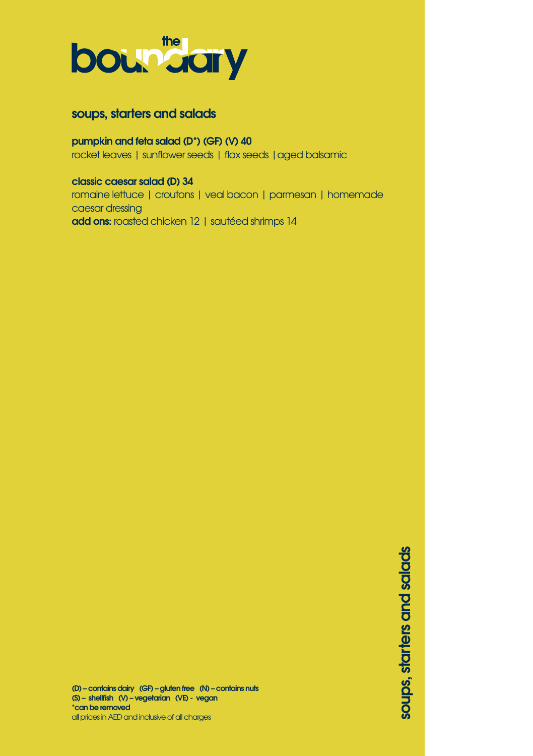# the boundary

## soups, starters and salads

**pumpkin and feta salad (D*) (GF) (V) 40**
rocket leaves | sunflower seeds | flax seeds | aged balsamic

**classic caesar salad (D) 34**
romaine lettuce | croutons | veal bacon | parmesan | homemade caesar dressing
**add ons:** roasted chicken 12 | sautéed shrimps 14

**(D) – contains dairy (GF) – gluten free (N) – contains nuts**
**(S) – shellfish (V) – vegetarian (VE) - vegan**
**\*can be removed**
all prices in AED and inclusive of all charges

**soups, starters and salads**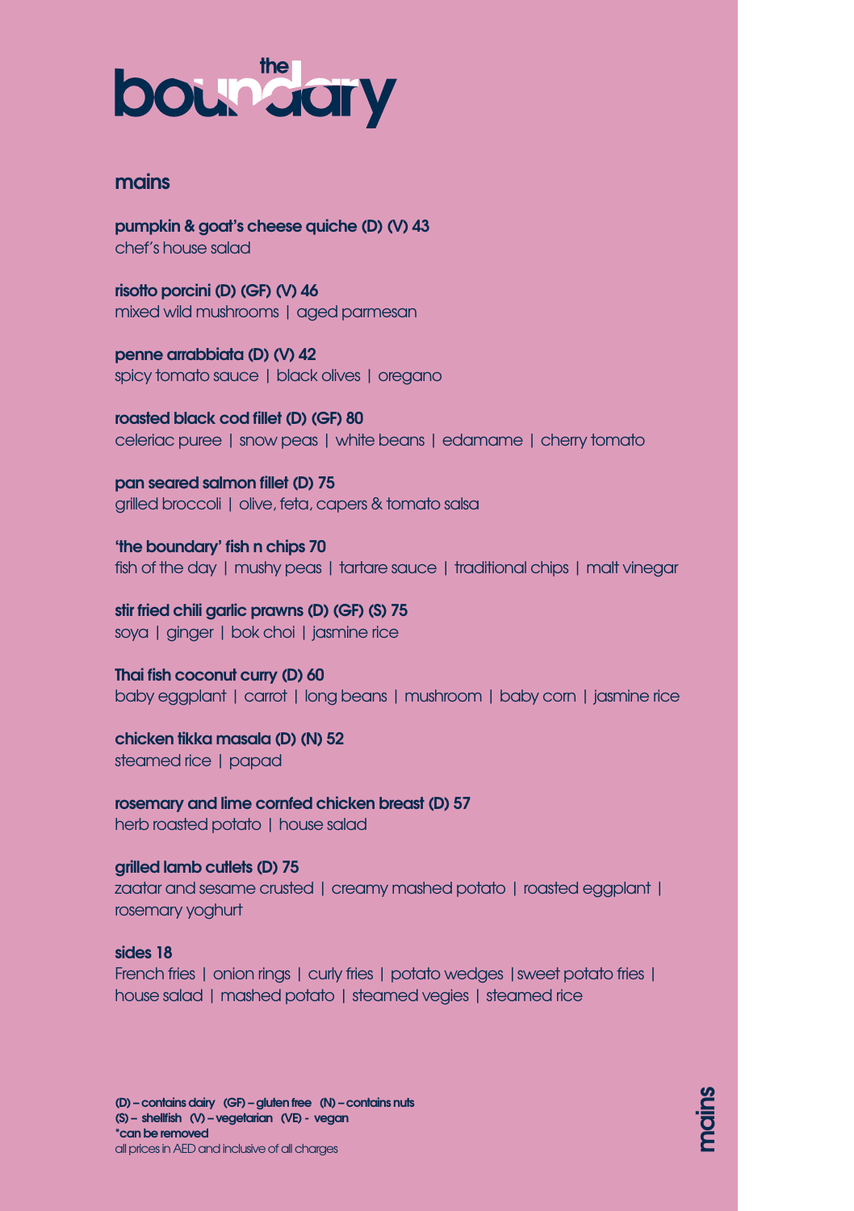# the boundary

## mains

**pumpkin & goat's cheese quiche (D) (V) 43**
chef's house salad

**risotto porcini (D) (GF) (V) 46**
mixed wild mushrooms | aged parmesan

**penne arrabbiata (D) (V) 42**
spicy tomato sauce | black olives | oregano

**roasted black cod fillet (D) (GF) 80**
celeriac puree | snow peas | white beans | edamame | cherry tomato

**pan seared salmon fillet (D) 75**
grilled broccoli | olive, feta, capers & tomato salsa

**'the boundary' fish n chips 70**
fish of the day | mushy peas | tartare sauce | traditional chips | malt vinegar

**stir fried chili garlic prawns (D) (GF) (S) 75**
soya | ginger | bok choi | jasmine rice

**Thai fish coconut curry (D) 60**
baby eggplant | carrot | long beans | mushroom | baby corn | jasmine rice

**chicken tikka masala (D) (N) 52**
steamed rice | papad

**rosemary and lime cornfed chicken breast (D) 57**
herb roasted potato | house salad

**grilled lamb cutlets (D) 75**
zaatar and sesame crusted | creamy mashed potato | roasted eggplant | rosemary yoghurt

**sides 18**
French fries | onion rings | curly fries | potato wedges | sweet potato fries | house salad | mashed potato | steamed vegies | steamed rice

**(D) – contains dairy (GF) – gluten free (N) – contains nuts**
**(S) – shellfish (V) – vegetarian (VE) - vegan**
**\*can be removed**
all prices in AED and inclusive of all charges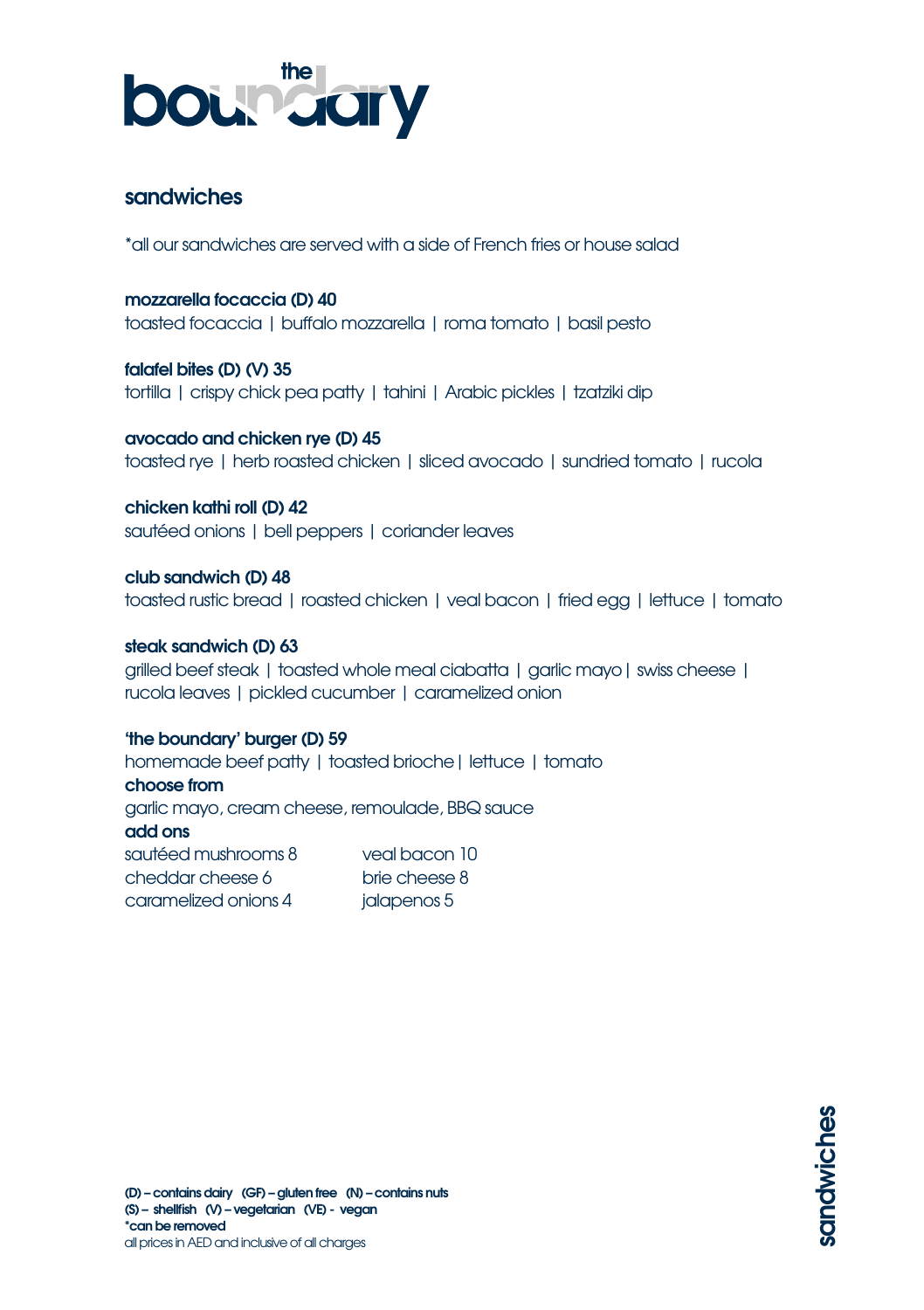# the boundary

## sandwiches

*all our sandwiches are served with a side of French fries or house salad

**mozzarella focaccia (D) 40**
toasted focaccia | buffalo mozzarella | roma tomato | basil pesto

**falafel bites (D) (V) 35**
tortilla | crispy chick pea patty | tahini | Arabic pickles | tzatziki dip

**avocado and chicken rye (D) 45**
toasted rye | herb roasted chicken | sliced avocado | sundried tomato | rucola

**chicken kathi roll (D) 42**
sautéed onions | bell peppers | coriander leaves

**club sandwich (D) 48**
toasted rustic bread | roasted chicken | veal bacon | fried egg | lettuce | tomato

**steak sandwich (D) 63**
grilled beef steak | toasted whole meal ciabatta | garlic mayo | swiss cheese | rucola leaves | pickled cucumber | caramelized onion

**'the boundary' burger (D) 59**
homemade beef patty | toasted brioche | lettuce | tomato

**choose from**
garlic mayo, cream cheese, remoulade, BBQ sauce

**add ons**

| | |
|---|---|
| sautéed mushrooms 8 | veal bacon 10 |
| cheddar cheese 6 | brie cheese 8 |
| caramelized onions 4 | jalapenos 5 |

**(D) – contains dairy (GF) – gluten free (N) – contains nuts**
**(S) – shellfish (V) – vegetarian (VE) - vegan**
***can be removed**
all prices in AED and inclusive of all charges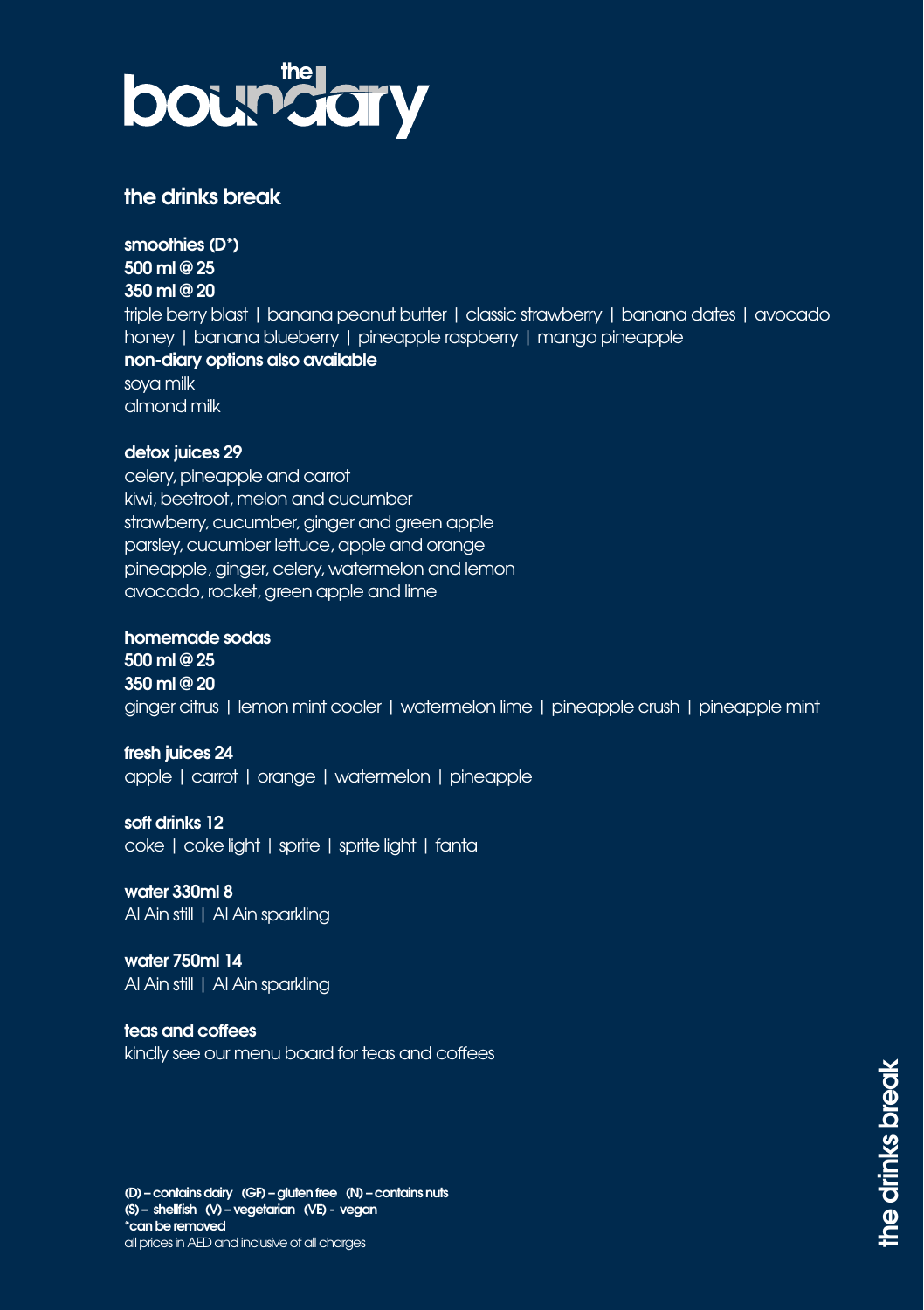# the boundary

## the drinks break

**smoothies (D*)**
**500 ml @ 25**
**350 ml @ 20**
triple berry blast | banana peanut butter | classic strawberry | banana dates | avocado honey | banana blueberry | pineapple raspberry | mango pineapple
**non-diary options also available**
soya milk
almond milk

**detox juices 29**
celery, pineapple and carrot
kiwi, beetroot, melon and cucumber
strawberry, cucumber, ginger and green apple
parsley, cucumber lettuce, apple and orange
pineapple, ginger, celery, watermelon and lemon
avocado, rocket, green apple and lime

**homemade sodas**
**500 ml @ 25**
**350 ml @ 20**
ginger citrus | lemon mint cooler | watermelon lime | pineapple crush | pineapple mint

**fresh juices 24**
apple | carrot | orange | watermelon | pineapple

**soft drinks 12**
coke | coke light | sprite | sprite light | fanta

**water 330ml 8**
Al Ain still | Al Ain sparkling

**water 750ml 14**
Al Ain still | Al Ain sparkling

**teas and coffees**
kindly see our menu board for teas and coffees

**(D) – contains dairy (GF) – gluten free (N) – contains nuts**
**(S) – shellfish (V) – vegetarian (VE) - vegan**
***can be removed**
all prices in AED and inclusive of all charges